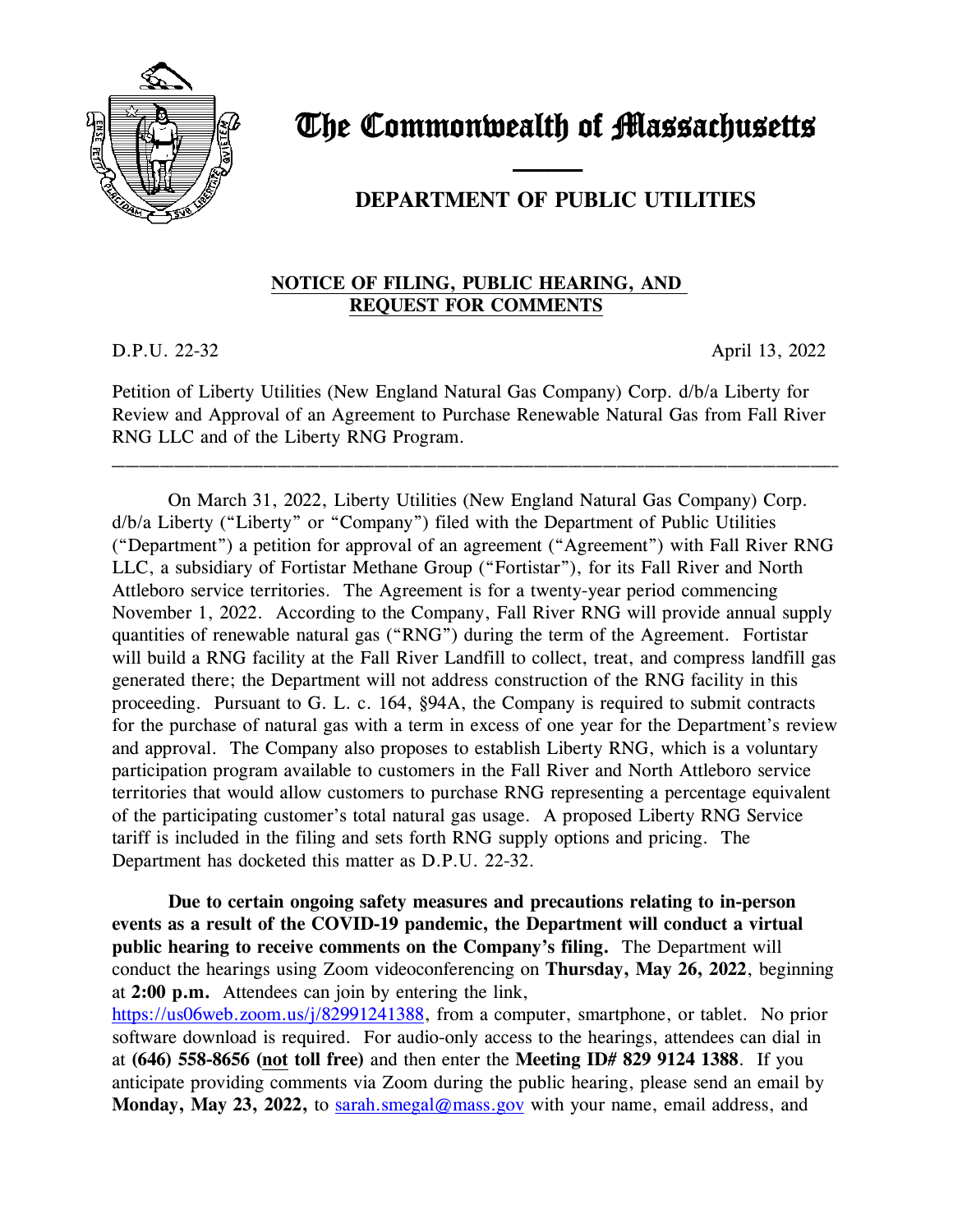# The Commonwealth of Massachusetts

## DEPARTMENT OF PUBLIC UTILITIES

**NOTICE OF FILING, PUBLIC HEARING, AND REQUEST FOR COMMENTS**

D.P.U. 22-32 April 13, 2022

Petition of Liberty Utilities (New England Natural Gas Company) Corp. d/b/a Liberty for Review and Approval of an Agreement to Purchase Renewable Natural Gas from Fall River RNG LLC and of the Liberty RNG Program.

---

On March 31, 2022, Liberty Utilities (New England Natural Gas Company) Corp. d/b/a Liberty ("Liberty" or "Company") filed with the Department of Public Utilities ("Department") a petition for approval of an agreement ("Agreement") with Fall River RNG LLC, a subsidiary of Fortistar Methane Group ("Fortistar"), for its Fall River and North Attleboro service territories. The Agreement is for a twenty-year period commencing November 1, 2022. According to the Company, Fall River RNG will provide annual supply quantities of renewable natural gas ("RNG") during the term of the Agreement. Fortistar will build a RNG facility at the Fall River Landfill to collect, treat, and compress landfill gas generated there; the Department will not address construction of the RNG facility in this proceeding. Pursuant to G. L. c. 164, §94A, the Company is required to submit contracts for the purchase of natural gas with a term in excess of one year for the Department's review and approval. The Company also proposes to establish Liberty RNG, which is a voluntary participation program available to customers in the Fall River and North Attleboro service territories that would allow customers to purchase RNG representing a percentage equivalent of the participating customer's total natural gas usage. A proposed Liberty RNG Service tariff is included in the filing and sets forth RNG supply options and pricing. The Department has docketed this matter as D.P.U. 22-32.

**Due to certain ongoing safety measures and precautions relating to in-person events as a result of the COVID-19 pandemic, the Department will conduct a virtual public hearing to receive comments on the Company's filing.** The Department will conduct the hearings using Zoom videoconferencing on **Thursday, May 26, 2022**, beginning at **2:00 p.m.** Attendees can join by entering the link, https://us06web.zoom.us/j/82991241388, from a computer, smartphone, or tablet. No prior software download is required. For audio-only access to the hearings, attendees can dial in at **(646) 558-8656 (not toll free)** and then enter the **Meeting ID# 829 9124 1388**. If you anticipate providing comments via Zoom during the public hearing, please send an email by **Monday, May 23, 2022,** to sarah.smegal@mass.gov with your name, email address, and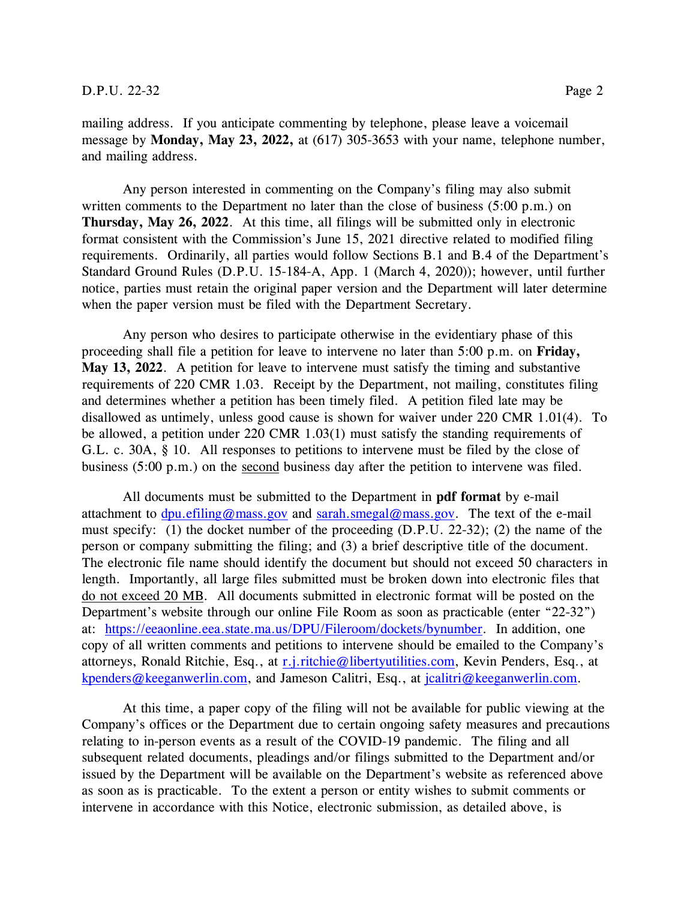mailing address. If you anticipate commenting by telephone, please leave a voicemail message by **Monday, May 23, 2022,** at (617) 305-3653 with your name, telephone number, and mailing address.

Any person interested in commenting on the Company's filing may also submit written comments to the Department no later than the close of business (5:00 p.m.) on **Thursday, May 26, 2022**. At this time, all filings will be submitted only in electronic format consistent with the Commission's June 15, 2021 directive related to modified filing requirements. Ordinarily, all parties would follow Sections B.1 and B.4 of the Department's Standard Ground Rules (D.P.U. 15-184-A, App. 1 (March 4, 2020)); however, until further notice, parties must retain the original paper version and the Department will later determine when the paper version must be filed with the Department Secretary.

Any person who desires to participate otherwise in the evidentiary phase of this proceeding shall file a petition for leave to intervene no later than 5:00 p.m. on **Friday, May 13, 2022**. A petition for leave to intervene must satisfy the timing and substantive requirements of 220 CMR 1.03. Receipt by the Department, not mailing, constitutes filing and determines whether a petition has been timely filed. A petition filed late may be disallowed as untimely, unless good cause is shown for waiver under 220 CMR 1.01(4). To be allowed, a petition under 220 CMR 1.03(1) must satisfy the standing requirements of G.L. c. 30A, § 10. All responses to petitions to intervene must be filed by the close of business (5:00 p.m.) on the second business day after the petition to intervene was filed.

All documents must be submitted to the Department in **pdf format** by e-mail attachment to dpu.efiling@mass.gov and sarah.smegal@mass.gov. The text of the e-mail must specify: (1) the docket number of the proceeding (D.P.U. 22-32); (2) the name of the person or company submitting the filing; and (3) a brief descriptive title of the document. The electronic file name should identify the document but should not exceed 50 characters in length. Importantly, all large files submitted must be broken down into electronic files that do not exceed 20 MB. All documents submitted in electronic format will be posted on the Department's website through our online File Room as soon as practicable (enter "22-32") at: https://eeaonline.eea.state.ma.us/DPU/Fileroom/dockets/bynumber. In addition, one copy of all written comments and petitions to intervene should be emailed to the Company's attorneys, Ronald Ritchie, Esq., at r.j.ritchie@libertyutilities.com, Kevin Penders, Esq., at kpenders@keeganwerlin.com, and Jameson Calitri, Esq., at jcalitri@keeganwerlin.com.

At this time, a paper copy of the filing will not be available for public viewing at the Company's offices or the Department due to certain ongoing safety measures and precautions relating to in-person events as a result of the COVID-19 pandemic. The filing and all subsequent related documents, pleadings and/or filings submitted to the Department and/or issued by the Department will be available on the Department's website as referenced above as soon as is practicable. To the extent a person or entity wishes to submit comments or intervene in accordance with this Notice, electronic submission, as detailed above, is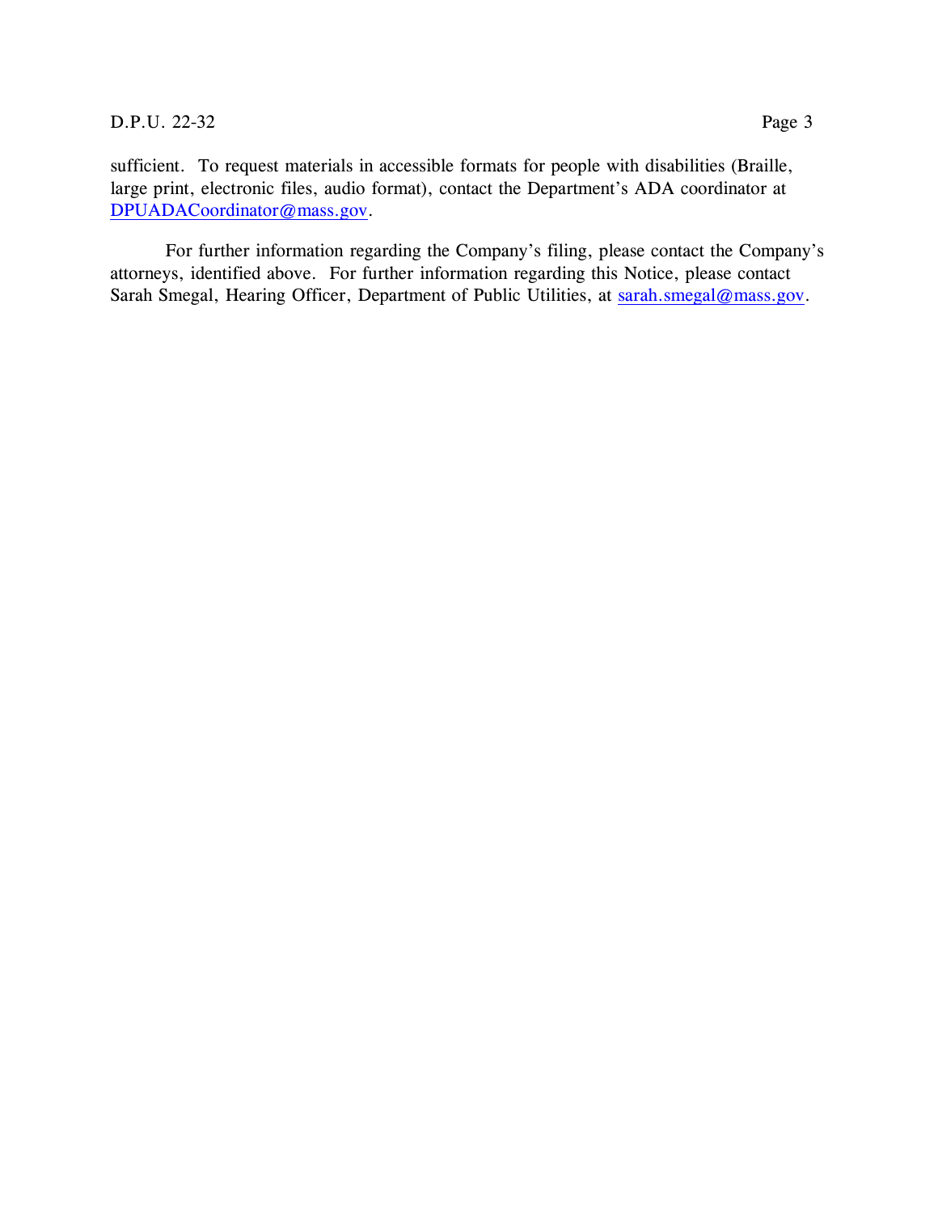sufficient. To request materials in accessible formats for people with disabilities (Braille, large print, electronic files, audio format), contact the Department's ADA coordinator at DPUADACoordinator@mass.gov.

For further information regarding the Company's filing, please contact the Company's attorneys, identified above. For further information regarding this Notice, please contact Sarah Smegal, Hearing Officer, Department of Public Utilities, at sarah.smegal@mass.gov.